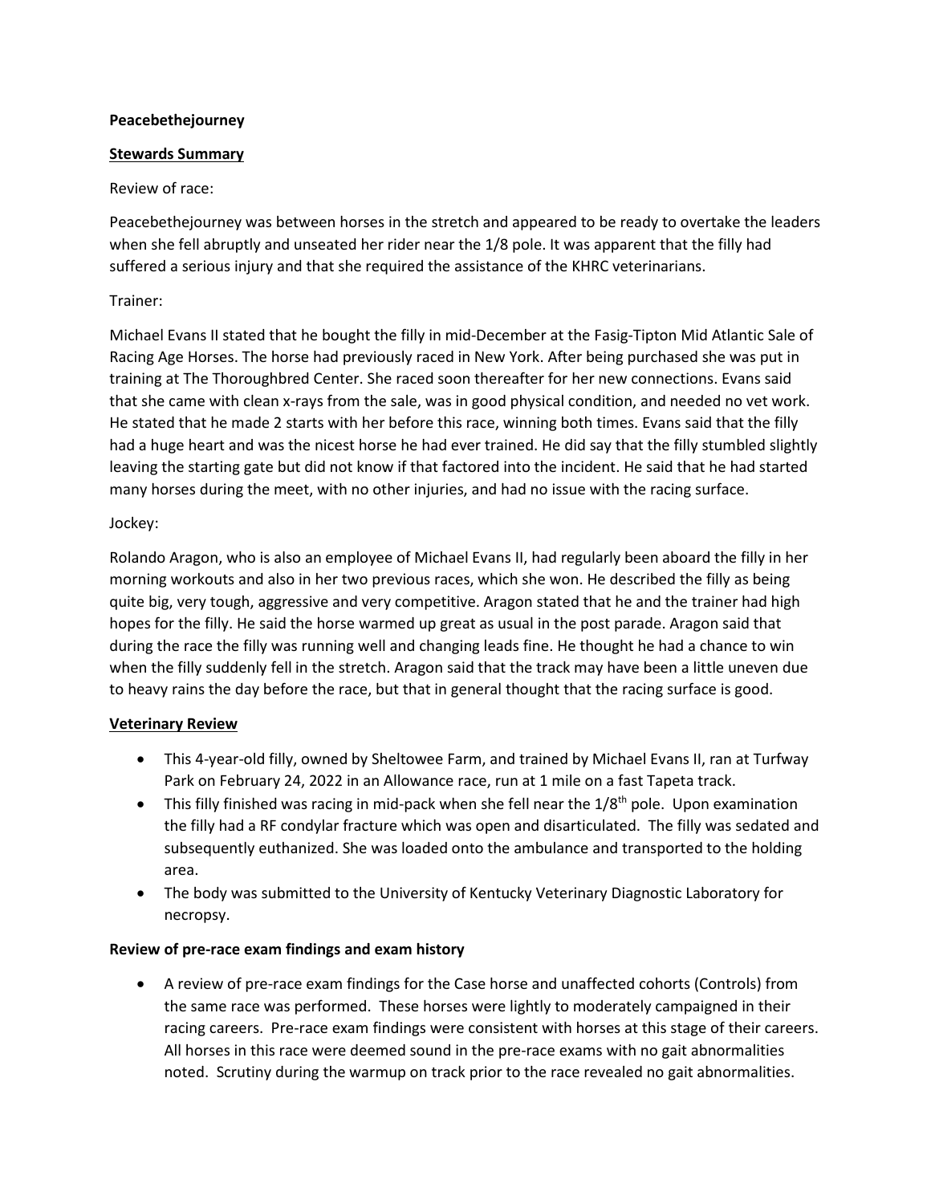**Peacebethejourney**

**Stewards Summary**

Review of race:

Peacebethejourney was between horses in the stretch and appeared to be ready to overtake the leaders when she fell abruptly and unseated her rider near the 1/8 pole. It was apparent that the filly had suffered a serious injury and that she required the assistance of the KHRC veterinarians.

Trainer:

Michael Evans II stated that he bought the filly in mid-December at the Fasig-Tipton Mid Atlantic Sale of Racing Age Horses. The horse had previously raced in New York. After being purchased she was put in training at The Thoroughbred Center. She raced soon thereafter for her new connections. Evans said that she came with clean x-rays from the sale, was in good physical condition, and needed no vet work. He stated that he made 2 starts with her before this race, winning both times. Evans said that the filly had a huge heart and was the nicest horse he had ever trained. He did say that the filly stumbled slightly leaving the starting gate but did not know if that factored into the incident. He said that he had started many horses during the meet, with no other injuries, and had no issue with the racing surface.

Jockey:

Rolando Aragon, who is also an employee of Michael Evans II, had regularly been aboard the filly in her morning workouts and also in her two previous races, which she won. He described the filly as being quite big, very tough, aggressive and very competitive. Aragon stated that he and the trainer had high hopes for the filly. He said the horse warmed up great as usual in the post parade. Aragon said that during the race the filly was running well and changing leads fine. He thought he had a chance to win when the filly suddenly fell in the stretch. Aragon said that the track may have been a little uneven due to heavy rains the day before the race, but that in general thought that the racing surface is good.

**Veterinary Review**

- This 4-year-old filly, owned by Sheltowee Farm, and trained by Michael Evans II, ran at Turfway Park on February 24, 2022 in an Allowance race, run at 1 mile on a fast Tapeta track.
- This filly finished was racing in mid-pack when she fell near the 1/8th pole. Upon examination the filly had a RF condylar fracture which was open and disarticulated. The filly was sedated and subsequently euthanized. She was loaded onto the ambulance and transported to the holding area.
- The body was submitted to the University of Kentucky Veterinary Diagnostic Laboratory for necropsy.

**Review of pre-race exam findings and exam history**

- A review of pre-race exam findings for the Case horse and unaffected cohorts (Controls) from the same race was performed. These horses were lightly to moderately campaigned in their racing careers. Pre-race exam findings were consistent with horses at this stage of their careers. All horses in this race were deemed sound in the pre-race exams with no gait abnormalities noted. Scrutiny during the warmup on track prior to the race revealed no gait abnormalities.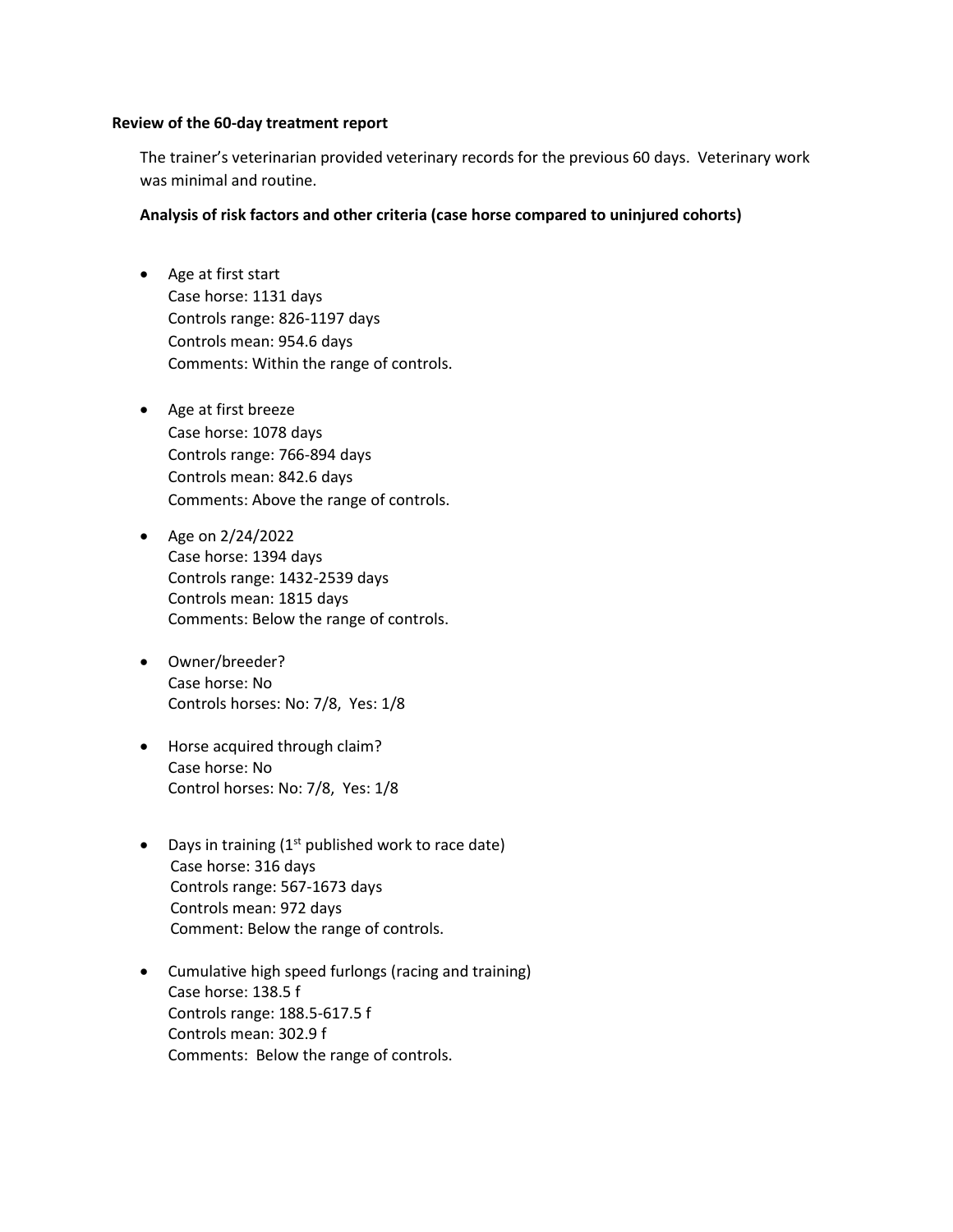**Review of the 60-day treatment report**

The trainer's veterinarian provided veterinary records for the previous 60 days. Veterinary work was minimal and routine.

**Analysis of risk factors and other criteria (case horse compared to uninjured cohorts)**

- Age at first start
  Case horse: 1131 days
  Controls range: 826-1197 days
  Controls mean: 954.6 days
  Comments: Within the range of controls.

- Age at first breeze
  Case horse: 1078 days
  Controls range: 766-894 days
  Controls mean: 842.6 days
  Comments: Above the range of controls.

- Age on 2/24/2022
  Case horse: 1394 days
  Controls range: 1432-2539 days
  Controls mean: 1815 days
  Comments: Below the range of controls.

- Owner/breeder?
  Case horse: No
  Controls horses: No: 7/8, Yes: 1/8

- Horse acquired through claim?
  Case horse: No
  Control horses: No: 7/8, Yes: 1/8

- Days in training (1st published work to race date)
  Case horse: 316 days
  Controls range: 567-1673 days
  Controls mean: 972 days
  Comment: Below the range of controls.

- Cumulative high speed furlongs (racing and training)
  Case horse: 138.5 f
  Controls range: 188.5-617.5 f
  Controls mean: 302.9 f
  Comments: Below the range of controls.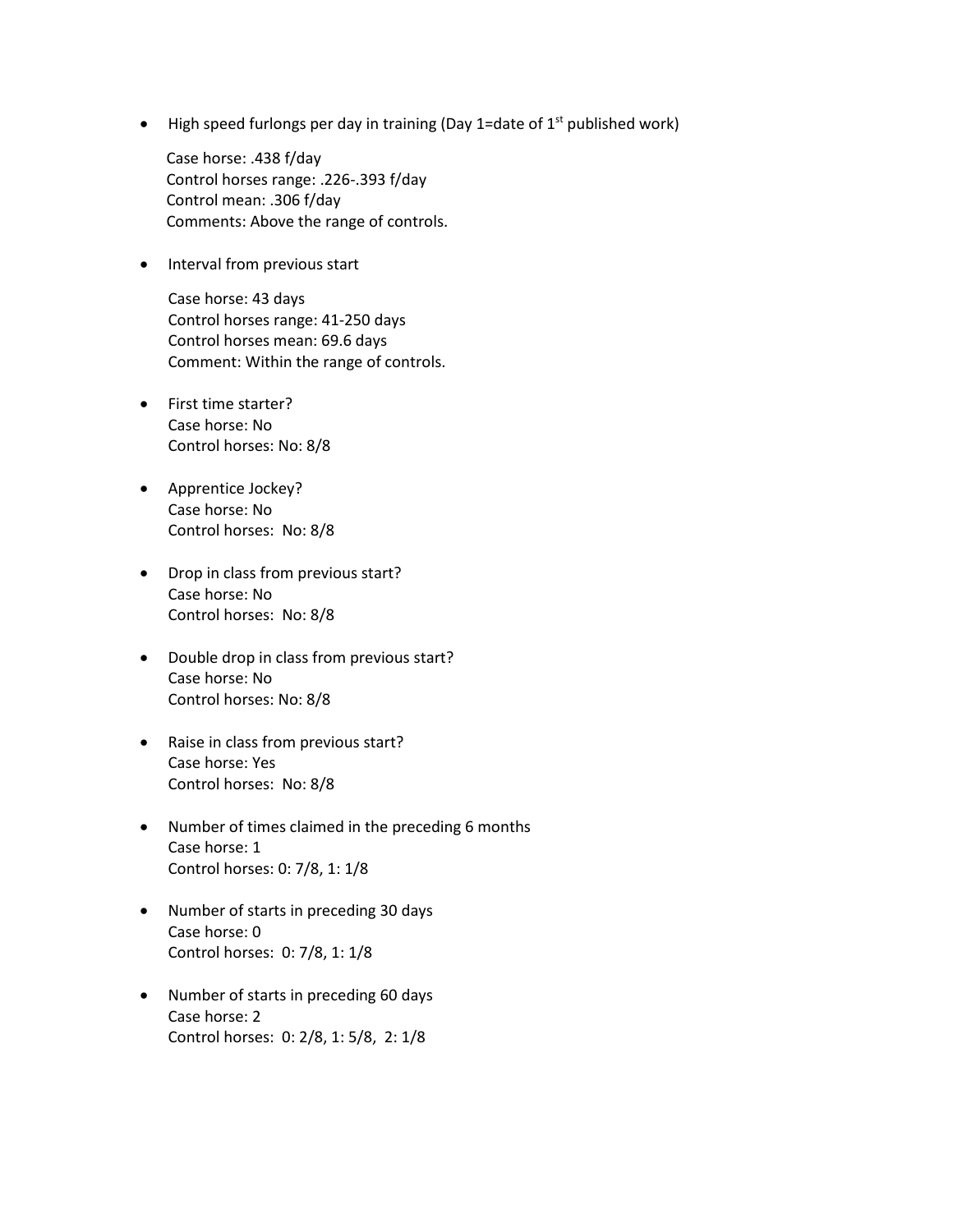- High speed furlongs per day in training (Day 1=date of 1st published work)

  Case horse: .438 f/day
  Control horses range: .226-.393 f/day
  Control mean: .306 f/day
  Comments: Above the range of controls.

- Interval from previous start

  Case horse: 43 days
  Control horses range: 41-250 days
  Control horses mean: 69.6 days
  Comment: Within the range of controls.

- First time starter?
  Case horse: No
  Control horses: No: 8/8

- Apprentice Jockey?
  Case horse: No
  Control horses: No: 8/8

- Drop in class from previous start?
  Case horse: No
  Control horses: No: 8/8

- Double drop in class from previous start?
  Case horse: No
  Control horses: No: 8/8

- Raise in class from previous start?
  Case horse: Yes
  Control horses: No: 8/8

- Number of times claimed in the preceding 6 months
  Case horse: 1
  Control horses: 0: 7/8, 1: 1/8

- Number of starts in preceding 30 days
  Case horse: 0
  Control horses: 0: 7/8, 1: 1/8

- Number of starts in preceding 60 days
  Case horse: 2
  Control horses: 0: 2/8, 1: 5/8, 2: 1/8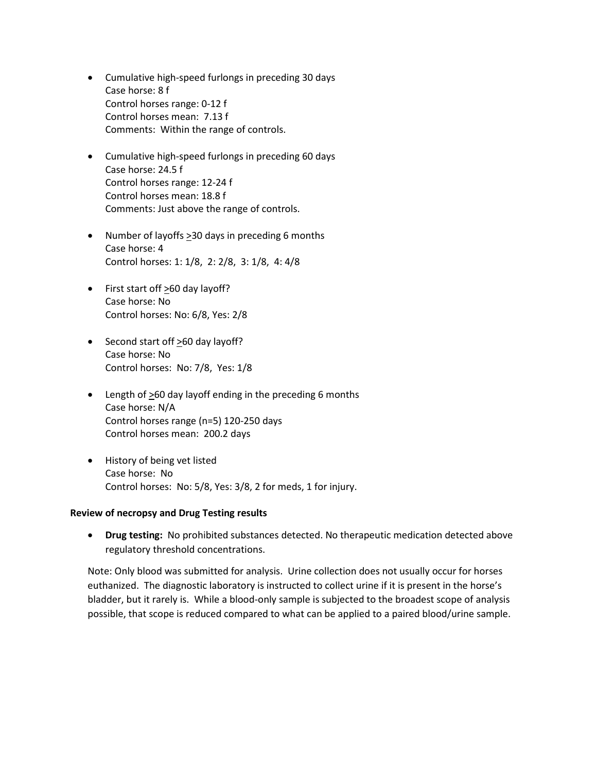- Cumulative high-speed furlongs in preceding 30 days
  Case horse: 8 f
  Control horses range: 0-12 f
  Control horses mean: 7.13 f
  Comments: Within the range of controls.

- Cumulative high-speed furlongs in preceding 60 days
  Case horse: 24.5 f
  Control horses range: 12-24 f
  Control horses mean: 18.8 f
  Comments: Just above the range of controls.

- Number of layoffs ≥30 days in preceding 6 months
  Case horse: 4
  Control horses: 1: 1/8, 2: 2/8, 3: 1/8, 4: 4/8

- First start off ≥60 day layoff?
  Case horse: No
  Control horses: No: 6/8, Yes: 2/8

- Second start off ≥60 day layoff?
  Case horse: No
  Control horses: No: 7/8, Yes: 1/8

- Length of ≥60 day layoff ending in the preceding 6 months
  Case horse: N/A
  Control horses range (n=5) 120-250 days
  Control horses mean: 200.2 days

- History of being vet listed
  Case horse: No
  Control horses: No: 5/8, Yes: 3/8, 2 for meds, 1 for injury.

**Review of necropsy and Drug Testing results**

- **Drug testing:** No prohibited substances detected. No therapeutic medication detected above regulatory threshold concentrations.

Note: Only blood was submitted for analysis. Urine collection does not usually occur for horses euthanized. The diagnostic laboratory is instructed to collect urine if it is present in the horse's bladder, but it rarely is. While a blood-only sample is subjected to the broadest scope of analysis possible, that scope is reduced compared to what can be applied to a paired blood/urine sample.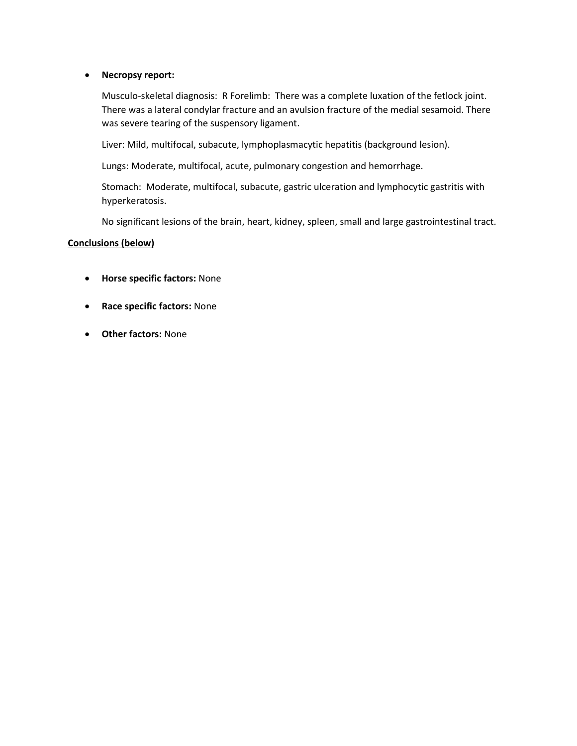- **Necropsy report:**

  Musculo-skeletal diagnosis: R Forelimb: There was a complete luxation of the fetlock joint. There was a lateral condylar fracture and an avulsion fracture of the medial sesamoid. There was severe tearing of the suspensory ligament.

  Liver: Mild, multifocal, subacute, lymphoplasmacytic hepatitis (background lesion).

  Lungs: Moderate, multifocal, acute, pulmonary congestion and hemorrhage.

  Stomach: Moderate, multifocal, subacute, gastric ulceration and lymphocytic gastritis with hyperkeratosis.

  No significant lesions of the brain, heart, kidney, spleen, small and large gastrointestinal tract.

<u>**Conclusions (below)**</u>

- **Horse specific factors:** None

- **Race specific factors:** None

- **Other factors:** None